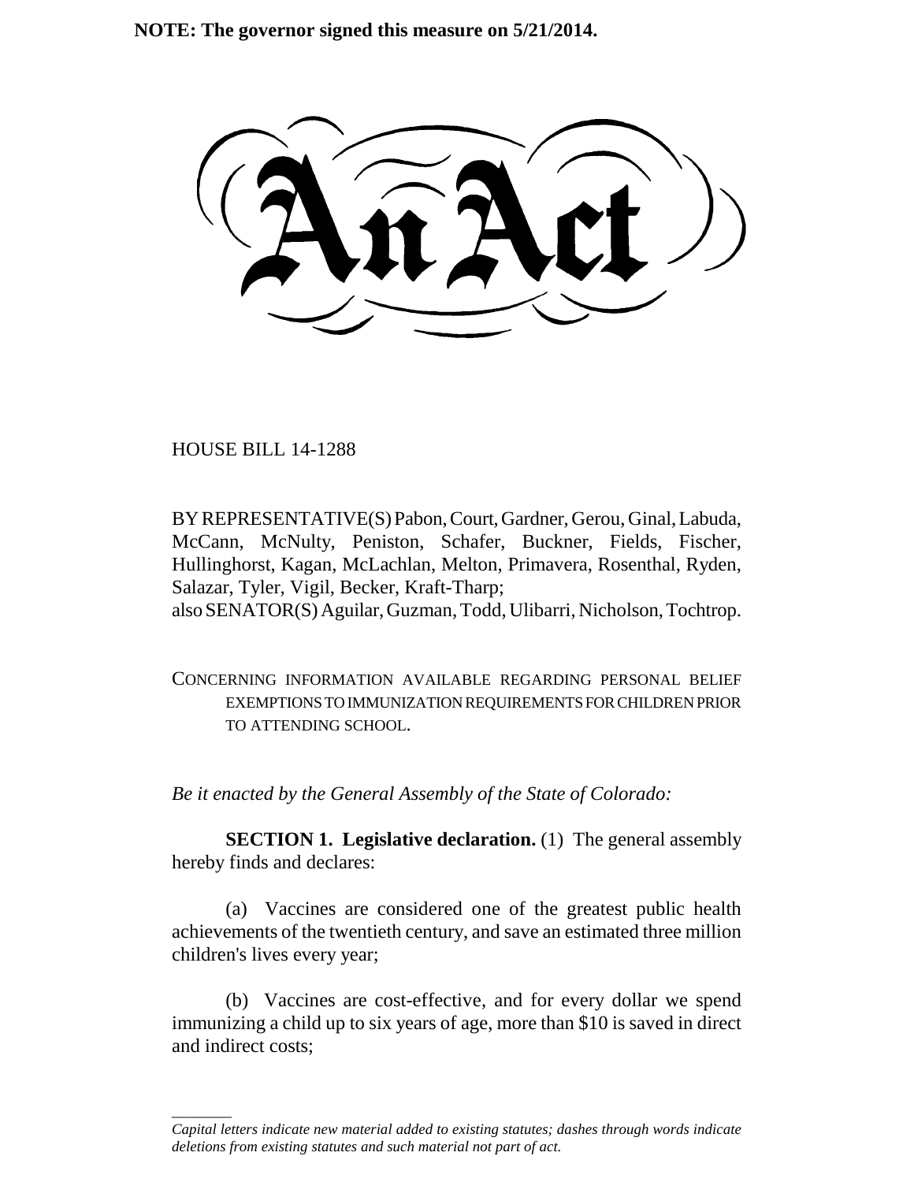**NOTE: The governor signed this measure on 5/21/2014.**

# An Act

HOUSE BILL 14-1288

BY REPRESENTATIVE(S) Pabon, Court, Gardner, Gerou, Ginal, Labuda, McCann, McNulty, Peniston, Schafer, Buckner, Fields, Fischer, Hullinghorst, Kagan, McLachlan, Melton, Primavera, Rosenthal, Ryden, Salazar, Tyler, Vigil, Becker, Kraft-Tharp;
also SENATOR(S) Aguilar, Guzman, Todd, Ulibarri, Nicholson, Tochtrop.

CONCERNING INFORMATION AVAILABLE REGARDING PERSONAL BELIEF EXEMPTIONS TO IMMUNIZATION REQUIREMENTS FOR CHILDREN PRIOR TO ATTENDING SCHOOL.

*Be it enacted by the General Assembly of the State of Colorado:*

**SECTION 1. Legislative declaration.** (1) The general assembly hereby finds and declares:

(a) Vaccines are considered one of the greatest public health achievements of the twentieth century, and save an estimated three million children's lives every year;

(b) Vaccines are cost-effective, and for every dollar we spend immunizing a child up to six years of age, more than $10 is saved in direct and indirect costs;

---

*Capital letters indicate new material added to existing statutes; dashes through words indicate deletions from existing statutes and such material not part of act.*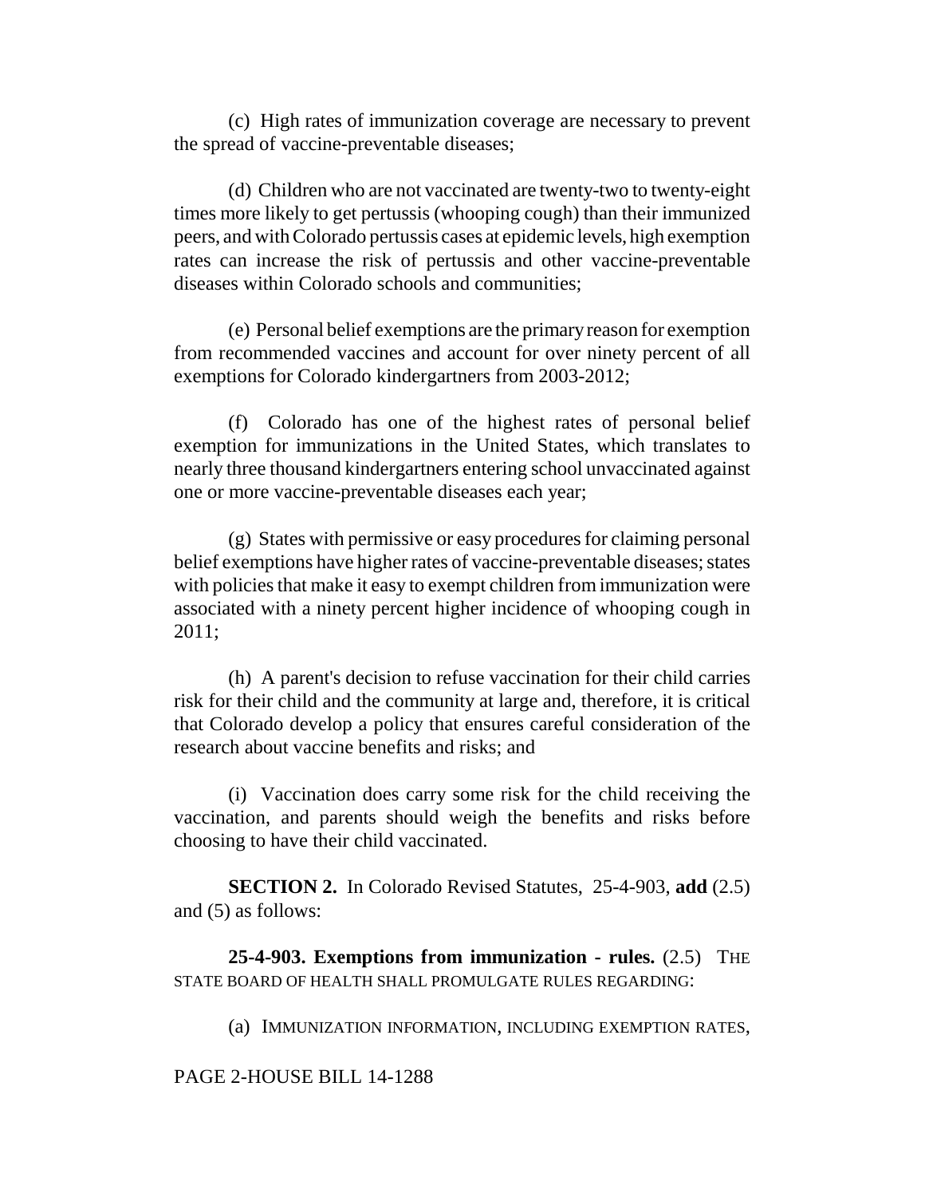(c) High rates of immunization coverage are necessary to prevent the spread of vaccine-preventable diseases;

(d) Children who are not vaccinated are twenty-two to twenty-eight times more likely to get pertussis (whooping cough) than their immunized peers, and with Colorado pertussis cases at epidemic levels, high exemption rates can increase the risk of pertussis and other vaccine-preventable diseases within Colorado schools and communities;

(e) Personal belief exemptions are the primary reason for exemption from recommended vaccines and account for over ninety percent of all exemptions for Colorado kindergartners from 2003-2012;

(f) Colorado has one of the highest rates of personal belief exemption for immunizations in the United States, which translates to nearly three thousand kindergartners entering school unvaccinated against one or more vaccine-preventable diseases each year;

(g) States with permissive or easy procedures for claiming personal belief exemptions have higher rates of vaccine-preventable diseases; states with policies that make it easy to exempt children from immunization were associated with a ninety percent higher incidence of whooping cough in 2011;

(h) A parent's decision to refuse vaccination for their child carries risk for their child and the community at large and, therefore, it is critical that Colorado develop a policy that ensures careful consideration of the research about vaccine benefits and risks; and

(i) Vaccination does carry some risk for the child receiving the vaccination, and parents should weigh the benefits and risks before choosing to have their child vaccinated.

**SECTION 2.** In Colorado Revised Statutes, 25-4-903, **add** (2.5) and (5) as follows:

**25-4-903. Exemptions from immunization - rules.** (2.5) THE STATE BOARD OF HEALTH SHALL PROMULGATE RULES REGARDING:

(a) IMMUNIZATION INFORMATION, INCLUDING EXEMPTION RATES,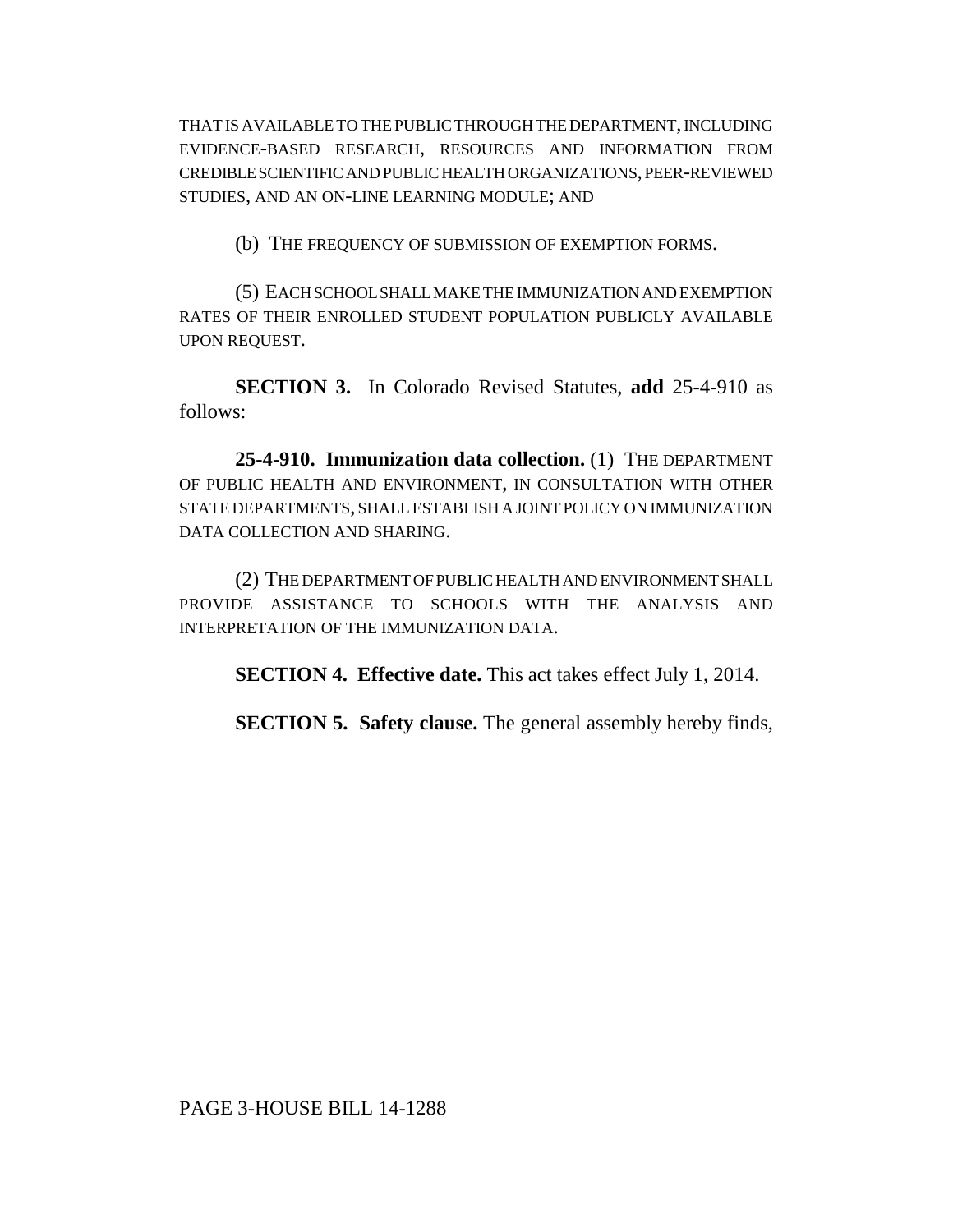THAT IS AVAILABLE TO THE PUBLIC THROUGH THE DEPARTMENT, INCLUDING EVIDENCE-BASED RESEARCH, RESOURCES AND INFORMATION FROM CREDIBLE SCIENTIFIC AND PUBLIC HEALTH ORGANIZATIONS, PEER-REVIEWED STUDIES, AND AN ON-LINE LEARNING MODULE; AND

(b) THE FREQUENCY OF SUBMISSION OF EXEMPTION FORMS.

(5) EACH SCHOOL SHALL MAKE THE IMMUNIZATION AND EXEMPTION RATES OF THEIR ENROLLED STUDENT POPULATION PUBLICLY AVAILABLE UPON REQUEST.

**SECTION 3.** In Colorado Revised Statutes, **add** 25-4-910 as follows:

**25-4-910. Immunization data collection.** (1) THE DEPARTMENT OF PUBLIC HEALTH AND ENVIRONMENT, IN CONSULTATION WITH OTHER STATE DEPARTMENTS, SHALL ESTABLISH A JOINT POLICY ON IMMUNIZATION DATA COLLECTION AND SHARING.

(2) THE DEPARTMENT OF PUBLIC HEALTH AND ENVIRONMENT SHALL PROVIDE ASSISTANCE TO SCHOOLS WITH THE ANALYSIS AND INTERPRETATION OF THE IMMUNIZATION DATA.

**SECTION 4. Effective date.** This act takes effect July 1, 2014.

**SECTION 5. Safety clause.** The general assembly hereby finds,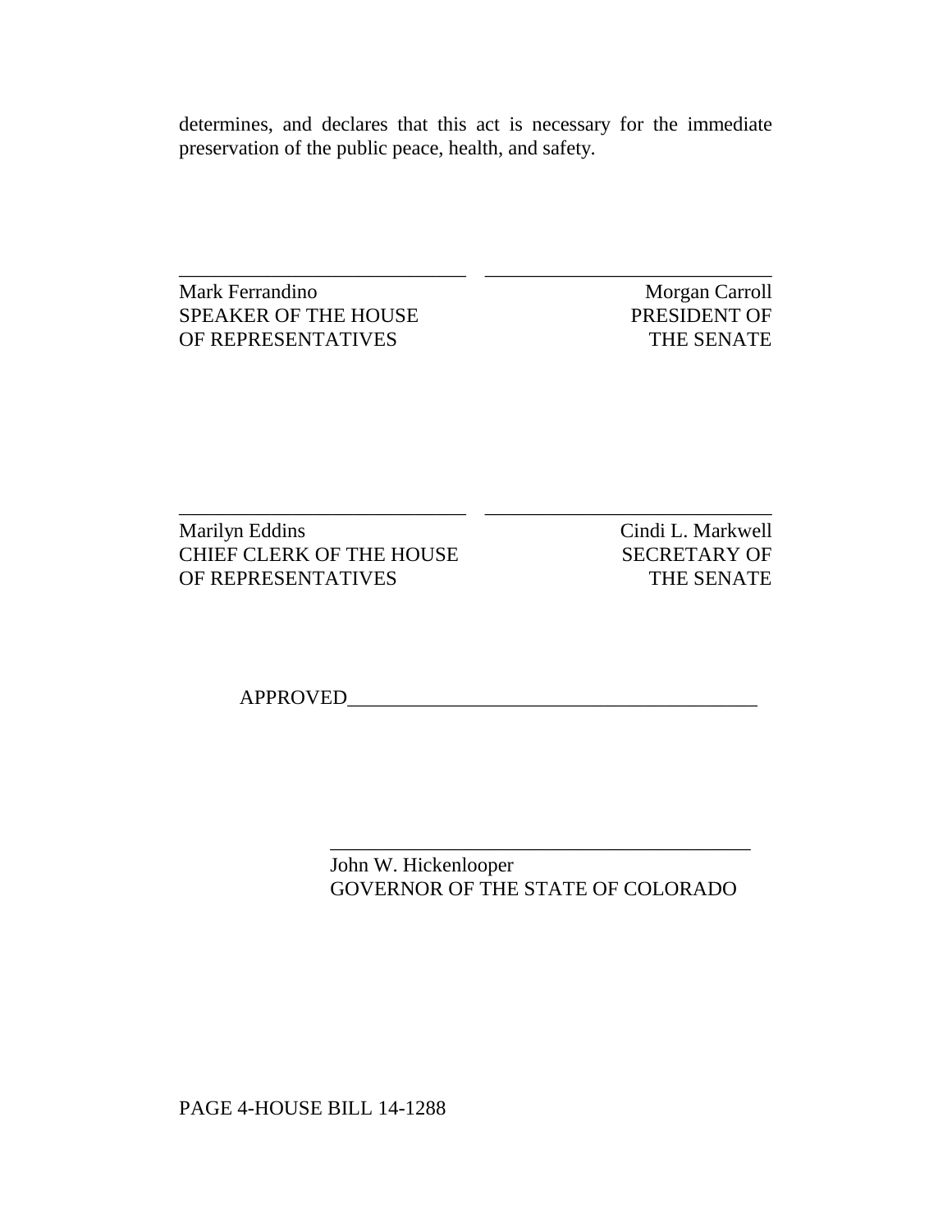determines, and declares that this act is necessary for the immediate preservation of the public peace, health, and safety.

____________________________ ____________________________

Mark Ferrandino
SPEAKER OF THE HOUSE
OF REPRESENTATIVES

Morgan Carroll
PRESIDENT OF
THE SENATE

____________________________ ____________________________

Marilyn Eddins
CHIEF CLERK OF THE HOUSE
OF REPRESENTATIVES

Cindi L. Markwell
SECRETARY OF
THE SENATE

APPROVED________________________________________

_________________________________________

John W. Hickenlooper
GOVERNOR OF THE STATE OF COLORADO

PAGE 4-HOUSE BILL 14-1288